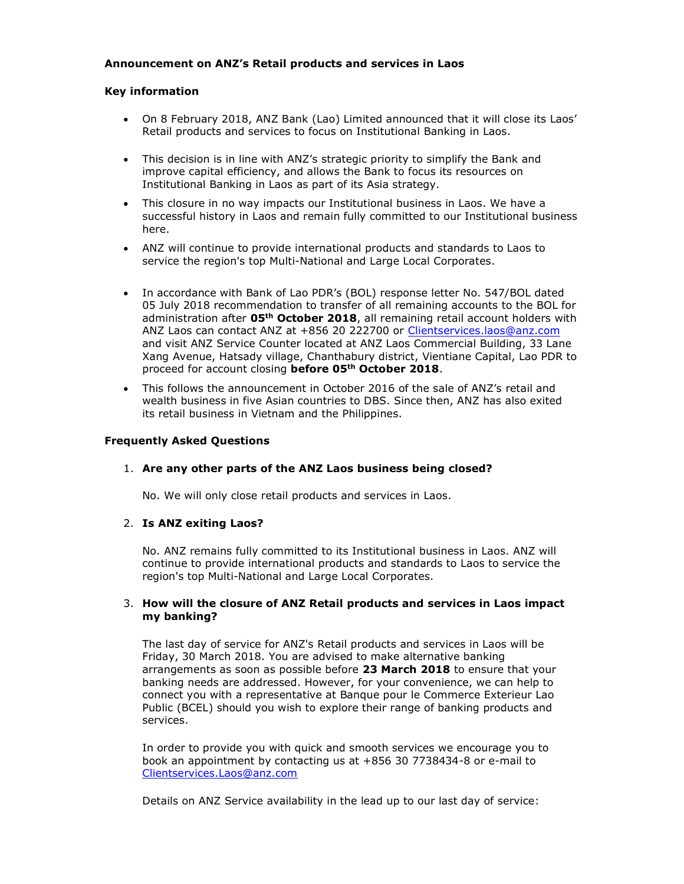**Announcement on ANZ's Retail products and services in Laos**

**Key information**

- On 8 February 2018, ANZ Bank (Lao) Limited announced that it will close its Laos' Retail products and services to focus on Institutional Banking in Laos.
- This decision is in line with ANZ's strategic priority to simplify the Bank and improve capital efficiency, and allows the Bank to focus its resources on Institutional Banking in Laos as part of its Asia strategy.
- This closure in no way impacts our Institutional business in Laos. We have a successful history in Laos and remain fully committed to our Institutional business here.
- ANZ will continue to provide international products and standards to Laos to service the region's top Multi-National and Large Local Corporates.
- In accordance with Bank of Lao PDR's (BOL) response letter No. 547/BOL dated 05 July 2018 recommendation to transfer of all remaining accounts to the BOL for administration after **05th October 2018**, all remaining retail account holders with ANZ Laos can contact ANZ at +856 20 222700 or Clientservices.laos@anz.com and visit ANZ Service Counter located at ANZ Laos Commercial Building, 33 Lane Xang Avenue, Hatsady village, Chanthabury district, Vientiane Capital, Lao PDR to proceed for account closing **before 05th October 2018**.
- This follows the announcement in October 2016 of the sale of ANZ's retail and wealth business in five Asian countries to DBS. Since then, ANZ has also exited its retail business in Vietnam and the Philippines.

**Frequently Asked Questions**

1. **Are any other parts of the ANZ Laos business being closed?**

   No. We will only close retail products and services in Laos.

2. **Is ANZ exiting Laos?**

   No. ANZ remains fully committed to its Institutional business in Laos. ANZ will continue to provide international products and standards to Laos to service the region's top Multi-National and Large Local Corporates.

3. **How will the closure of ANZ Retail products and services in Laos impact my banking?**

   The last day of service for ANZ's Retail products and services in Laos will be Friday, 30 March 2018. You are advised to make alternative banking arrangements as soon as possible before **23 March 2018** to ensure that your banking needs are addressed. However, for your convenience, we can help to connect you with a representative at Banque pour le Commerce Exterieur Lao Public (BCEL) should you wish to explore their range of banking products and services.

   In order to provide you with quick and smooth services we encourage you to book an appointment by contacting us at +856 30 7738434-8 or e-mail to Clientservices.Laos@anz.com

   Details on ANZ Service availability in the lead up to our last day of service: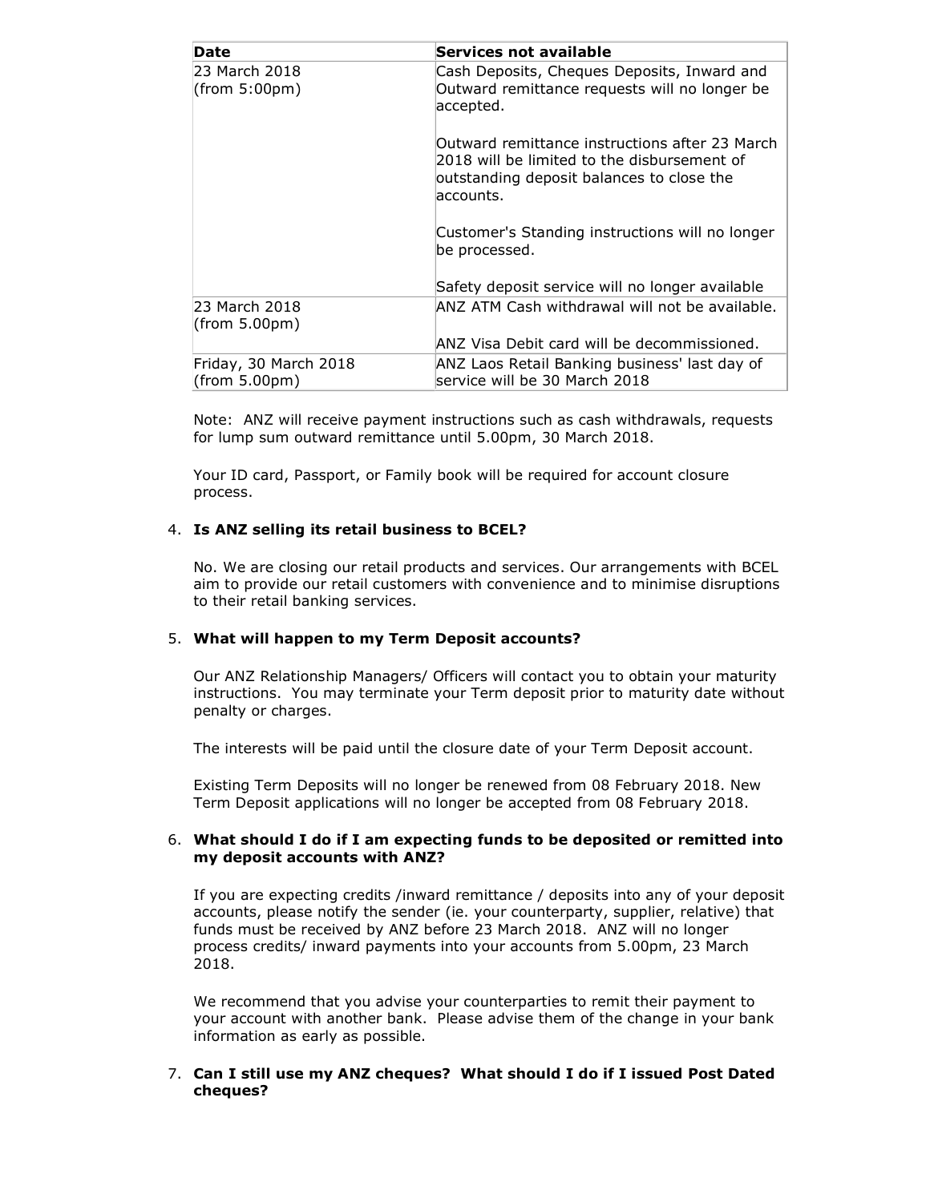| Date | Services not available |
| --- | --- |
| 23 March 2018 (from 5:00pm) | Cash Deposits, Cheques Deposits, Inward and Outward remittance requests will no longer be accepted.<br><br>Outward remittance instructions after 23 March 2018 will be limited to the disbursement of outstanding deposit balances to close the accounts.<br><br>Customer's Standing instructions will no longer be processed.<br><br>Safety deposit service will no longer available |
| 23 March 2018 (from 5.00pm) | ANZ ATM Cash withdrawal will not be available.<br><br>ANZ Visa Debit card will be decommissioned. |
| Friday, 30 March 2018 (from 5.00pm) | ANZ Laos Retail Banking business' last day of service will be 30 March 2018 |

Note: ANZ will receive payment instructions such as cash withdrawals, requests for lump sum outward remittance until 5.00pm, 30 March 2018.

Your ID card, Passport, or Family book will be required for account closure process.

4. **Is ANZ selling its retail business to BCEL?**

   No. We are closing our retail products and services. Our arrangements with BCEL aim to provide our retail customers with convenience and to minimise disruptions to their retail banking services.

5. **What will happen to my Term Deposit accounts?**

   Our ANZ Relationship Managers/ Officers will contact you to obtain your maturity instructions. You may terminate your Term deposit prior to maturity date without penalty or charges.

   The interests will be paid until the closure date of your Term Deposit account.

   Existing Term Deposits will no longer be renewed from 08 February 2018. New Term Deposit applications will no longer be accepted from 08 February 2018.

6. **What should I do if I am expecting funds to be deposited or remitted into my deposit accounts with ANZ?**

   If you are expecting credits /inward remittance / deposits into any of your deposit accounts, please notify the sender (ie. your counterparty, supplier, relative) that funds must be received by ANZ before 23 March 2018. ANZ will no longer process credits/ inward payments into your accounts from 5.00pm, 23 March 2018.

   We recommend that you advise your counterparties to remit their payment to your account with another bank. Please advise them of the change in your bank information as early as possible.

7. **Can I still use my ANZ cheques? What should I do if I issued Post Dated cheques?**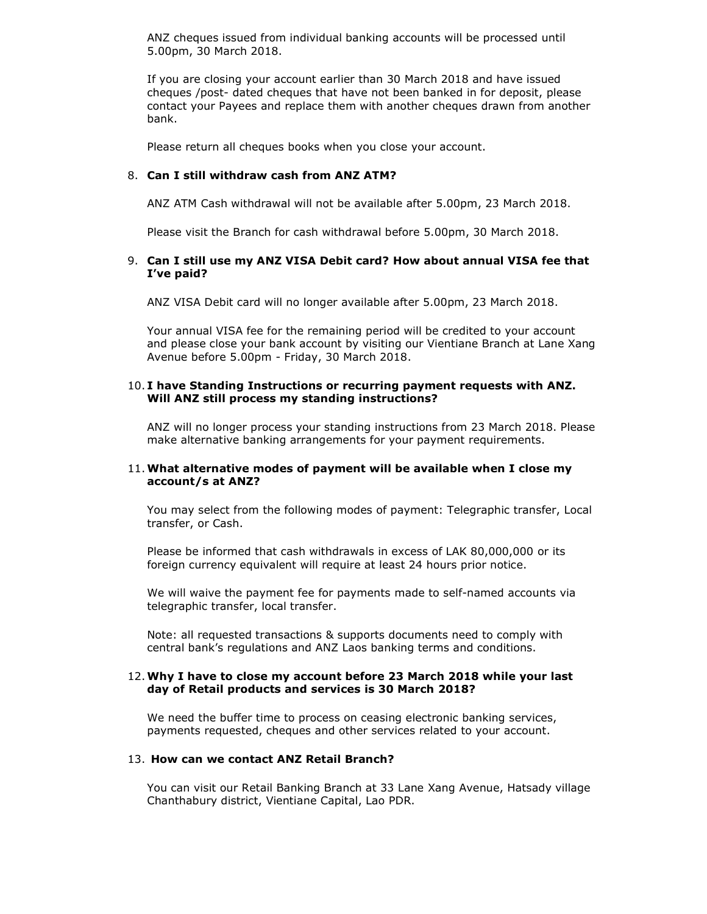ANZ cheques issued from individual banking accounts will be processed until 5.00pm, 30 March 2018.

If you are closing your account earlier than 30 March 2018 and have issued cheques /post- dated cheques that have not been banked in for deposit, please contact your Payees and replace them with another cheques drawn from another bank.

Please return all cheques books when you close your account.

8. **Can I still withdraw cash from ANZ ATM?**

   ANZ ATM Cash withdrawal will not be available after 5.00pm, 23 March 2018.

   Please visit the Branch for cash withdrawal before 5.00pm, 30 March 2018.

9. **Can I still use my ANZ VISA Debit card? How about annual VISA fee that I've paid?**

   ANZ VISA Debit card will no longer available after 5.00pm, 23 March 2018.

   Your annual VISA fee for the remaining period will be credited to your account and please close your bank account by visiting our Vientiane Branch at Lane Xang Avenue before 5.00pm - Friday, 30 March 2018.

10. **I have Standing Instructions or recurring payment requests with ANZ. Will ANZ still process my standing instructions?**

    ANZ will no longer process your standing instructions from 23 March 2018. Please make alternative banking arrangements for your payment requirements.

11. **What alternative modes of payment will be available when I close my account/s at ANZ?**

    You may select from the following modes of payment: Telegraphic transfer, Local transfer, or Cash.

    Please be informed that cash withdrawals in excess of LAK 80,000,000 or its foreign currency equivalent will require at least 24 hours prior notice.

    We will waive the payment fee for payments made to self-named accounts via telegraphic transfer, local transfer.

    Note: all requested transactions & supports documents need to comply with central bank's regulations and ANZ Laos banking terms and conditions.

12. **Why I have to close my account before 23 March 2018 while your last day of Retail products and services is 30 March 2018?**

    We need the buffer time to process on ceasing electronic banking services, payments requested, cheques and other services related to your account.

13. **How can we contact ANZ Retail Branch?**

    You can visit our Retail Banking Branch at 33 Lane Xang Avenue, Hatsady village Chanthabury district, Vientiane Capital, Lao PDR.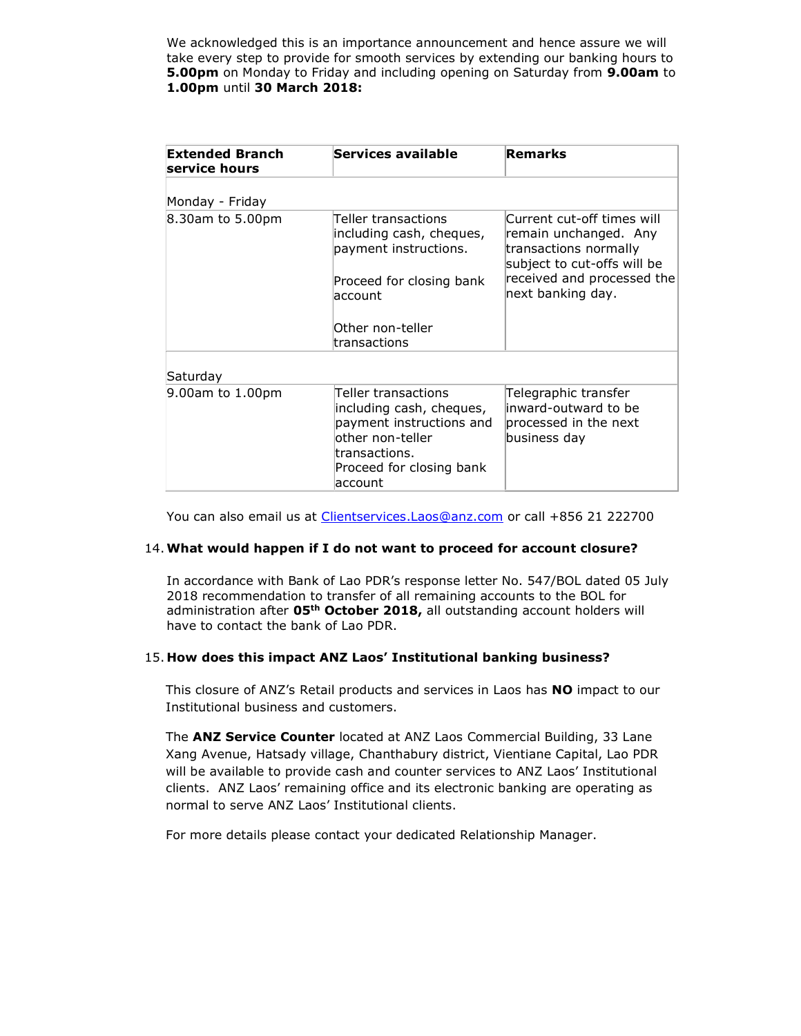We acknowledged this is an importance announcement and hence assure we will take every step to provide for smooth services by extending our banking hours to **5.00pm** on Monday to Friday and including opening on Saturday from **9.00am** to **1.00pm** until **30 March 2018:**

| **Extended Branch service hours** | **Services available** | **Remarks** |
|---|---|---|
| Monday - Friday | | |
| 8.30am to 5.00pm | Teller transactions including cash, cheques, payment instructions.<br><br>Proceed for closing bank account<br><br>Other non-teller transactions | Current cut-off times will remain unchanged. Any transactions normally subject to cut-offs will be received and processed the next banking day. |
| Saturday | | |
| 9.00am to 1.00pm | Teller transactions including cash, cheques, payment instructions and other non-teller transactions.<br>Proceed for closing bank account | Telegraphic transfer inward-outward to be processed in the next business day |

You can also email us at Clientservices.Laos@anz.com or call +856 21 222700

14. **What would happen if I do not want to proceed for account closure?**

In accordance with Bank of Lao PDR's response letter No. 547/BOL dated 05 July 2018 recommendation to transfer of all remaining accounts to the BOL for administration after **05th October 2018,** all outstanding account holders will have to contact the bank of Lao PDR.

15. **How does this impact ANZ Laos' Institutional banking business?**

This closure of ANZ's Retail products and services in Laos has **NO** impact to our Institutional business and customers.

The **ANZ Service Counter** located at ANZ Laos Commercial Building, 33 Lane Xang Avenue, Hatsady village, Chanthabury district, Vientiane Capital, Lao PDR will be available to provide cash and counter services to ANZ Laos' Institutional clients. ANZ Laos' remaining office and its electronic banking are operating as normal to serve ANZ Laos' Institutional clients.

For more details please contact your dedicated Relationship Manager.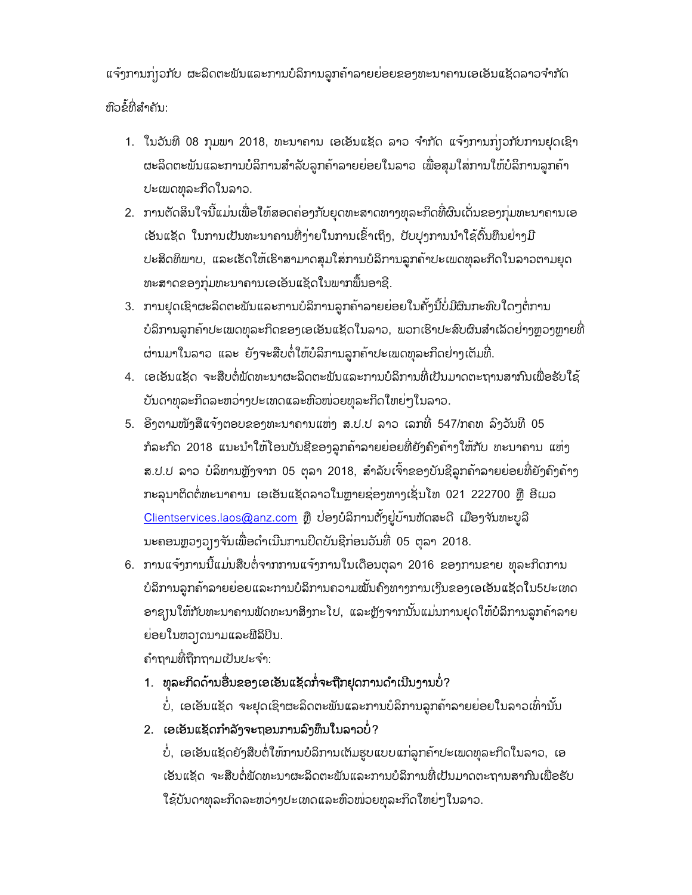ແຈ້ງການກ່ຽວກັບ ຜະລິດຕະພັນແລະການບໍລິການລູກຄ້າລາຍຍ່ອຍຂອງທະນາຄານເອເອັນແຊັດລາວຈຳກັດ

ຫົວຂໍ້ທີ່ສຳຄັນ:

1. ໃນວັນທີ 08 ກຸມພາ 2018, ທະນາຄານ ເອເອັນແຊັດ ລາວ ຈຳກັດ ແຈ້ງການກ່ຽວກັບການຢຸດເຊົາຜະລິດຕະພັນແລະການບໍລິການສຳລັບລູກຄ້າລາຍຍ່ອຍໃນລາວ ເພື່ອສຸມໃສ່ການໃຫ້ບໍລິການລູກຄ້າປະເພດທຸລະກິດໃນລາວ.
2. ການຕັດສິນໃຈນີ້ແມ່ນເພື່ອໃຫ້ສອດຄ່ອງກັບຍຸດທະສາດທາງທຸລະກິດທີ່ພົ້ນເດັ່ນຂອງກຸ່ມທະນາຄານເອເອັນແຊັດ ໃນການເປັນທະນາຄານທີ່ງ່າຍໃນການເຂົ້າເຖິງ, ປັບປຸງການນຳໃຊ້ຕົ້ນທຶນຢ່າງມີປະສິດທິພາບ, ແລະເຮັດໃຫ້ເຮົາສາມາດສຸມໃສ່ການບໍລິການລູກຄ້າປະເພດທຸລະກິດໃນລາວຕາມຍຸດທະສາດຂອງກຸ່ມທະນາຄານເອເອັນແຊັດໃນພາກພື້ນອາຊີ.
3. ການຢຸດເຊົາຜະລິດຕະພັນແລະການບໍລິການລູກຄ້າລາຍຍ່ອຍໃນຄັ້ງນີ້ບໍ່ມີຜົນກະທົບໃດໆຕໍ່ການບໍລິການລູກຄ້າປະເພດທຸລະກິດຂອງເອເອັນແຊັດໃນລາວ, ພວກເຮົາປະສົບຜົນສຳເລັດຢ່າງຫຼວງຫຼາຍທີ່ຜ່ານມາໃນລາວ ແລະ ຍັງຈະສືບຕໍ່ໃຫ້ບໍລິການລູກຄ້າປະເພດທຸລະກິດຢ່າງເຕັມທີ່.
4. ເອເອັນແຊັດ ຈະສືບຕໍ່ພັດທະນາຜະລິດຕະພັນແລະການບໍລິການທີ່ເປັນມາດຕະຖານສາກົນເພື່ອຮັບໃຊ້ບັນດາທຸລະກິດລະຫວ່າງປະເທດແລະຫົວໜ່ວຍທຸລະກິດໃຫຍ່ໆໃນລາວ.
5. ອີງຕາມໜັງສືແຈ້ງຕອບຂອງທະນາຄານແຫ່ງ ສ.ປ.ປ ລາວ ເລກທີ່ 547/ກຄທ ລົງວັນທີ 05 ກໍລະກົດ 2018 ແນະນຳໃຫ້ໂອນບັນຊີຂອງລູກຄ້າລາຍຍ່ອຍທີ່ຍັງຄົງຄ້າງໃຫ້ກັບ ທະນາຄານ ແຫ່ງ ສ.ປ.ປ ລາວ ບໍລິຫານຫຼັງຈາກ 05 ຕຸລາ 2018, ສຳລັບເຈົ້າຂອງບັນຊີລູກຄ້າລາຍຍ່ອຍທີ່ຍັງຄົງຄ້າງກະລຸນາຕິດຕໍ່ທະນາຄານ ເອເອັນແຊັດລາວໃນຫຼາຍຊ່ອງທາງເຊັ່ນໂທ 021 222700 ຫຼື ອີເມວ Clientservices.laos@anz.com ຫຼື ປ່ອງບໍລິການຕັ້ງຢູ່ບ້ານຫັດສະດີ ເມືອງຈັນທະບູລີ ນະຄອນຫຼວງວຽງຈັນເພື່ອດຳເນີນການປິດບັນຊີກ່ອນວັນທີ່ 05 ຕຸລາ 2018.
6. ການແຈ້ງການນີ້ແມ່ນສືບຕໍ່ຈາກການແຈ້ງການໃນເດືອນຕຸລາ 2016 ຂອງການຂາຍ ທຸລະກິດການບໍລິການລູກຄ້າລາຍຍ່ອຍແລະການບໍລິການຄວາມໝັ້ນຄົງທາງການເງິນຂອງເອເອັນແຊັດໃນ5ປະເທດອາຊຽນໃຫ້ກັບທະນາຄານພັດທະນາສິງກະໂປ, ແລະຫຼັງຈາກນັ້ນແມ່ນການຢຸດໃຫ້ບໍລິການລູກຄ້າລາຍຍ່ອຍໃນຫວຽດນາມແລະຟີລິປີນ.

ຄຳຖາມທີ່ຖືກຖາມເປັນປະຈຳ:

1. **ທຸລະກິດດ້ານອື່ນຂອງເອເອັນແຊັດກໍ່ຈະຖືກຢຸດການດຳເນີນງານບໍ່?**

   ບໍ່, ເອເອັນແຊັດ ຈະຢຸດເຊົາຜະລິດຕະພັນແລະການບໍລິການລູກຄ້າລາຍຍ່ອຍໃນລາວເທົ່ານັ້ນ

2. **ເອເອັນແຊັດກຳລັງຈະຖອນການລົງທຶນໃນລາວບໍ່?**

   ບໍ່, ເອເອັນແຊັດຍັງສືບຕໍ່ໃຫ້ການບໍລິການເຕັມຮູບແບບແກ່ລູກຄ້າປະເພດທຸລະກິດໃນລາວ, ເອເອັນແຊັດ ຈະສືບຕໍ່ພັດທະນາຜະລິດຕະພັນແລະການບໍລິການທີ່ເປັນມາດຕະຖານສາກົນເພື່ອຮັບໃຊ້ບັນດາທຸລະກິດລະຫວ່າງປະເທດແລະຫົວໜ່ວຍທຸລະກິດໃຫຍ່ໆໃນລາວ.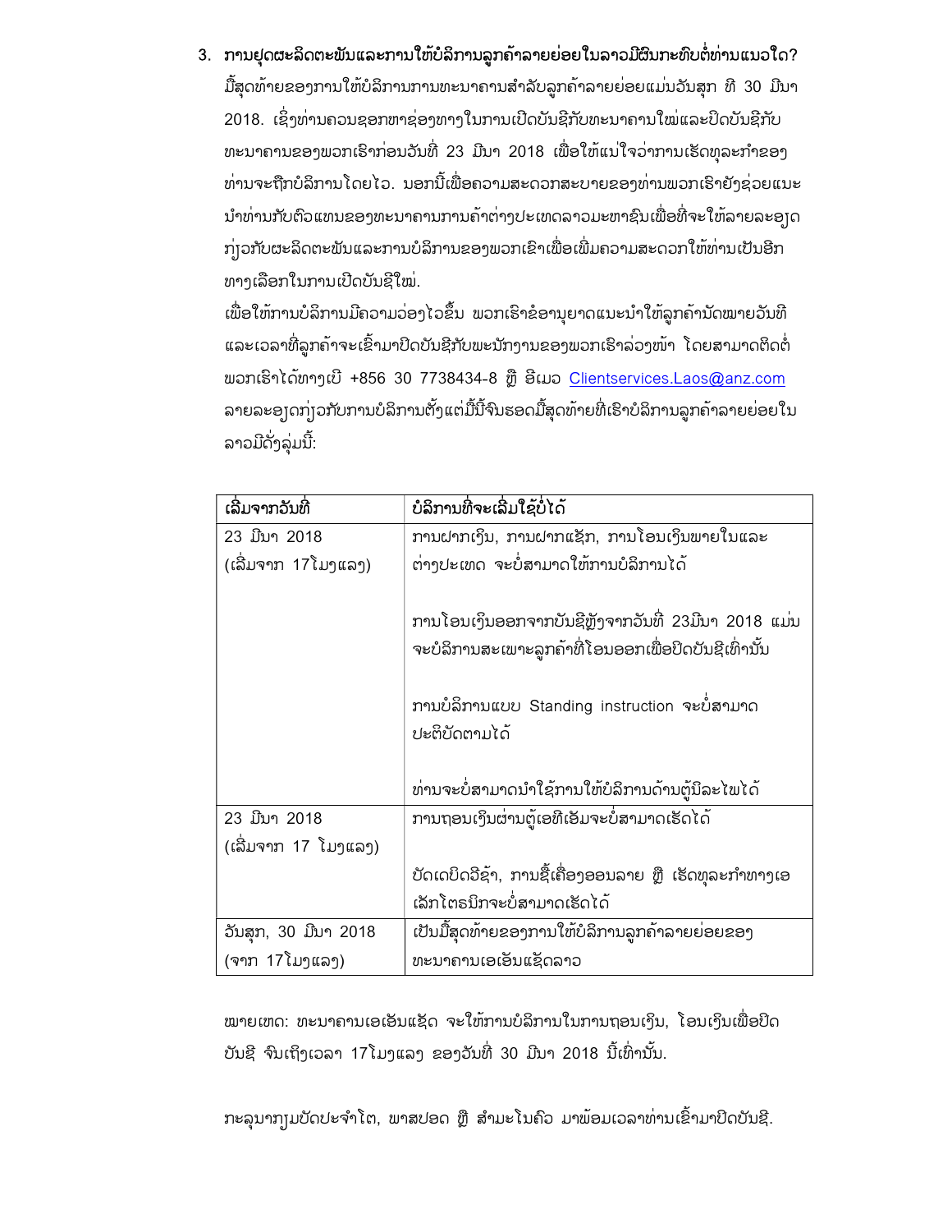3. **ການຢຸດຜະລິດຕະພັນແລະການໃຫ້ບໍລິການລູກຄ້າລາຍຍ່ອຍໃນລາວມີຜົນກະທົບຕໍ່ທ່ານແນວໃດ?**

ມື້ສຸດທ້າຍຂອງການໃຫ້ບໍລິການການທະນາຄານສໍາລັບລູກຄ້າລາຍຍ່ອຍແມ່ນວັນສຸກ ທີ 30 ມີນາ 2018. ເຊິ່ງທ່ານຄວນຊອກຫາຊ່ອງທາງໃນການເປີດບັນຊີກັບທະນາຄານໃໝ່ແລະປິດບັນຊີກັບທະນາຄານຂອງພວກເຮົາກ່ອນວັນທີ່ 23 ມີນາ 2018 ເພື່ອໃຫ້ແນ່ໃຈວ່າການເຮັດທຸລະກໍາຂອງທ່ານຈະຖືກບໍລິການໂດຍໄວ. ນອກນີ້ເພື່ອຄວາມສະດວກສະບາຍຂອງທ່ານພວກເຮົາຍັງຊ່ວຍແນະນໍາທ່ານກັບຕົວແທນຂອງທະນາຄານການຄ້າຕ່າງປະເທດລາວມະຫາຊົນເພື່ອທີ່ຈະໃຫ້ລາຍລະອຽດກ່ຽວກັບຜະລິດຕະພັນແລະການບໍລິການຂອງພວກເຮົາເພື່ອເພີ່ມຄວາມສະດວກໃຫ້ທ່ານເປັນອີກທາງເລືອກໃນການເປີດບັນຊີໃໝ່.

ເພື່ອໃຫ້ການບໍລິການມີຄວາມວ່ອງໄວຂຶ້ນ ພວກເຮົາຂໍອານຸຍາດແນະນໍາໃຫ້ລູກຄ້ານັດໝາຍວັນທີແລະເວລາທີ່ລູກຄ້າຈະເຂົ້າມາປິດບັນຊີກັບພະນັກງານຂອງພວກເຮົາລ່ວງໜ້າ ໂດຍສາມາດຕິດຕໍ່ພວກເຮົາໄດ້ທາງເບີ +856 30 7738434-8 ຫຼື ອີເມວ Clientservices.Laos@anz.com ລາຍລະອຽດກ່ຽວກັບການບໍລິການຕັ້ງແຕ່ມື້ນີ້ຈົນຮອດມື້ສຸດທ້າຍທີ່ເຮົາບໍລິການລູກຄ້າລາຍຍ່ອຍໃນລາວມີດັ່ງລຸ່ມນີ້:

| ເລີ່ມຈາກວັນທີ | ບໍລິການທີ່ຈະເລີ່ມໃຊ້ບໍ່ໄດ້ |
|---|---|
| 23 ມີນາ 2018 (ເລີ່ມຈາກ 17ໂມງແລງ) | ການຝາກເງິນ, ການຝາກແຊັກ, ການໂອນເງິນພາຍໃນແລະຕ່າງປະເທດ ຈະບໍ່ສາມາດໃຫ້ການບໍລິການໄດ້<br><br>ການໂອນເງິນອອກຈາກບັນຊີຫຼັງຈາກວັນທີ່ 23ມີນາ 2018 ແມ່ນຈະບໍລິການສະເພາະລູກຄ້າທີ່ໂອນອອກເພື່ອປິດບັນຊີເທົ່ານັ້ນ<br><br>ການບໍລິການແບບ Standing instruction ຈະບໍ່ສາມາດປະຕິບັດຕາມໄດ້<br><br>ທ່ານຈະບໍ່ສາມາດນໍາໃຊ້ການໃຫ້ບໍລິການດ້ານຕູ້ນິລະໄພໄດ້ |
| 23 ມີນາ 2018 (ເລີ່ມຈາກ 17 ໂມງແລງ) | ການຖອນເງິນຜ່ານຕູ້ເອທີເອັມຈະບໍ່ສາມາດເຮັດໄດ້<br><br>ບັດເດບິດວີຊ້າ, ການຊື້ເຄື່ອງອອນລາຍ ຫຼື ເຮັດທຸລະກໍາທາງເອເລັກໂຕຣນິກຈະບໍ່ສາມາດເຮັດໄດ້ |
| ວັນສຸກ, 30 ມີນາ 2018 (ຈາກ 17ໂມງແລງ) | ເປັນມື້ສຸດທ້າຍຂອງການໃຫ້ບໍລິການລູກຄ້າລາຍຍ່ອຍຂອງທະນາຄານເອເອັນແຊັດລາວ |

ໝາຍເຫດ: ທະນາຄານເອເອັນແຊັດ ຈະໃຫ້ການບໍລິການໃນການຖອນເງິນ, ໂອນເງິນເພື່ອປິດບັນຊີ ຈົນເຖິງເວລາ 17ໂມງແລງ ຂອງວັນທີ່ 30 ມີນາ 2018 ນີ້ເທົ່ານັ້ນ.

ກະລຸນາກຽມບັດປະຈໍາໂຕ, ພາສປອດ ຫຼື ສໍາມະໂນຄົວ ມາພ້ອມເວລາທ່ານເຂົ້າມາປິດບັນຊີ.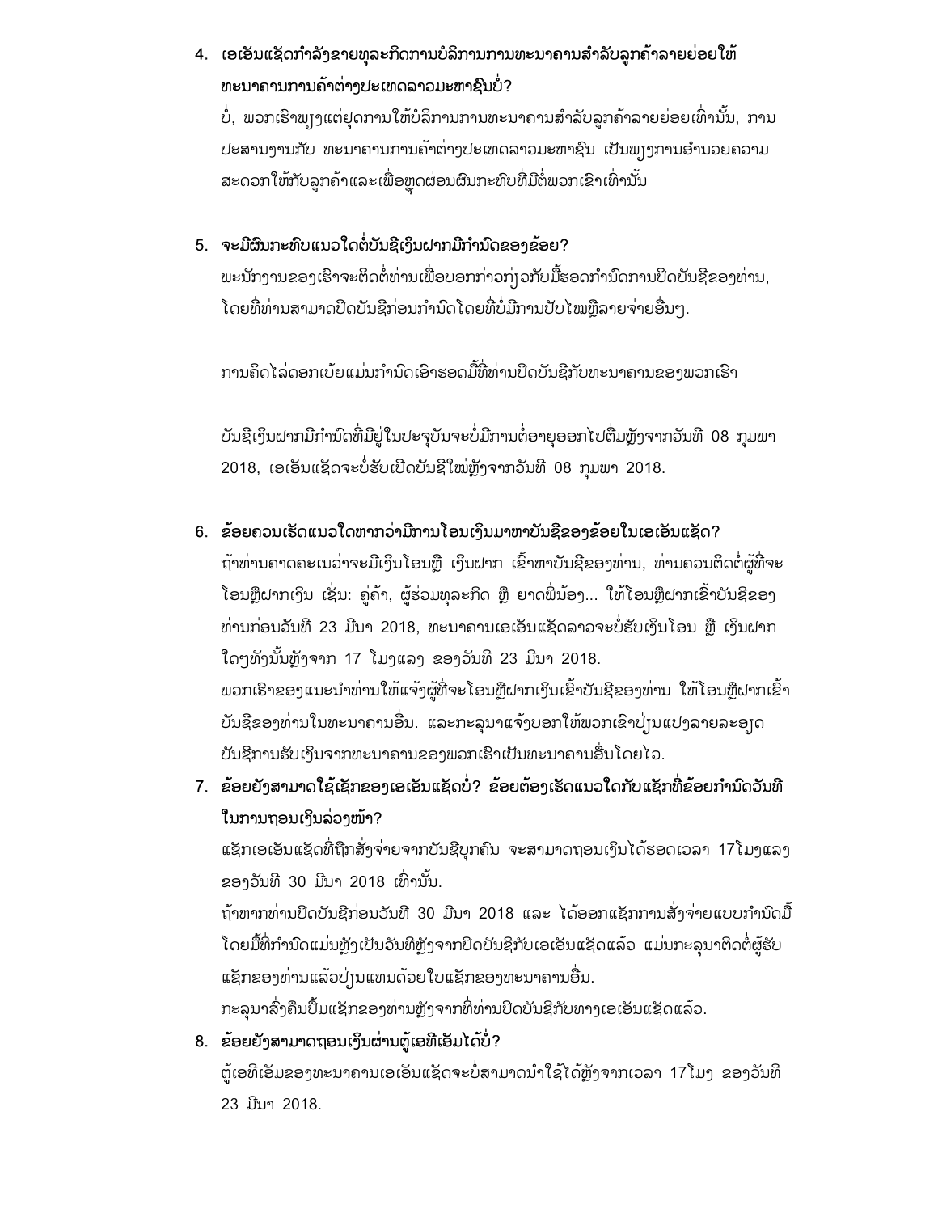4. **ເອເອັນແຊັດກຳລັງຂາຍທຸລະກິດການບໍລິການການທະນາຄານສຳລັບລູກຄ້າລາຍຍ່ອຍໃຫ້ທະນາຄານການຄ້າຕ່າງປະເທດລາວມະຫາຊົນບໍ່?**

   ບໍ່, ພວກເຮົາພຽງແຕ່ຢຸດການໃຫ້ບໍລິການການທະນາຄານສຳລັບລູກຄ້າລາຍຍ່ອຍເທົ່ານັ້ນ, ການປະສານງານກັບ ທະນາຄານການຄ້າຕ່າງປະເທດລາວມະຫາຊົນ ເປັນພຽງການອຳນວຍຄວາມສະດວກໃຫ້ກັບລູກຄ້າແລະເພື່ອຫຼຸດຜ່ອນຜົນກະທົບທີ່ມີຕໍ່ພວກເຂົາເທົ່ານັ້ນ

5. **ຈະມີຜົນກະທົບແນວໃດຕໍ່ບັນຊີເງິນຝາກມີກຳນົດຂອງຂ້ອຍ?**

   ພະນັກງານຂອງເຮົາຈະຕິດຕໍ່ທ່ານເພື່ອບອກກ່າວກ່ຽວກັບມື້ຮອດກຳນົດການປິດບັນຊີຂອງທ່ານ, ໂດຍທີ່ທ່ານສາມາດປິດບັນຊີກ່ອນກຳນົດໂດຍທີ່ບໍ່ມີການປັບໄໝຫຼືລາຍຈ່າຍອື່ນໆ.

   ການຄິດໄລ່ດອກເບ້ຍແມ່ນກຳນົດເອົາຮອດມື້ທີ່ທ່ານປິດບັນຊີກັບທະນາຄານຂອງພວກເຮົາ

   ບັນຊີເງິນຝາກມີກຳນົດທີ່ມີຢູ່ໃນປະຈຸບັນຈະບໍ່ມີການຕໍ່ອາຍຸອອກໄປຕື່ມຫຼັງຈາກວັນທີ 08 ກຸມພາ 2018, ເອເອັນແຊັດຈະບໍ່ຮັບເປີດບັນຊີໃໝ່ຫຼັງຈາກວັນທີ 08 ກຸມພາ 2018.

6. **ຂ້ອຍຄວນເຮັດແນວໃດຫາກວ່າມີການໂອນເງິນມາຫາບັນຊີຂອງຂ້ອຍໃນເອເອັນແຊັດ?**

   ຖ້າທ່ານຄາດຄະເນວ່າຈະມີເງິນໂອນຫຼື ເງິນຝາກ ເຂົ້າຫາບັນຊີຂອງທ່ານ, ທ່ານຄວນຕິດຕໍ່ຜູ້ທີ່ຈະໂອນຫຼືຝາກເງິນ ເຊັ່ນ: ຄູ່ຄ້າ, ຜູ້ຮ່ວມທຸລະກິດ ຫຼື ຍາດພີ່ນ້ອງ... ໃຫ້ໂອນຫຼືຝາກເຂົ້າບັນຊີຂອງທ່ານກ່ອນວັນທີ 23 ມີນາ 2018, ທະນາຄານເອເອັນແຊັດລາວຈະບໍ່ຮັບເງິນໂອນ ຫຼື ເງິນຝາກໃດໆທັງນັ້ນຫຼັງຈາກ 17 ໂມງແລງ ຂອງວັນທີ 23 ມີນາ 2018.

   ພວກເຮົາຂໍແນະນຳທ່ານໃຫ້ແຈ້ງຜູ້ທີ່ຈະໂອນຫຼືຝາກເງິນເຂົ້າບັນຊີຂອງທ່ານ ໃຫ້ໂອນຫຼືຝາກເຂົ້າບັນຊີຂອງທ່ານໃນທະນາຄານອື່ນ. ແລະກະລຸນາແຈ້ງບອກໃຫ້ພວກເຂົາປ່ຽນແປງລາຍລະອຽດບັນຊີການຮັບເງິນຈາກທະນາຄານຂອງພວກເຮົາເປັນທະນາຄານອື່ນໂດຍໄວ.

7. **ຂ້ອຍຍັງສາມາດໃຊ້ແຊັກຂອງເອເອັນແຊັດບໍ່? ຂ້ອຍຕ້ອງເຮັດແນວໃດກັບແຊັກທີ່ຂ້ອຍກຳນົດວັນທີໃນການຖອນເງິນລ່ວງໜ້າ?**

   ແຊັກເອເອັນແຊັດທີ່ຖືກສັ່ງຈ່າຍຈາກບັນຊີບຸກຄົນ ຈະສາມາດຖອນເງິນໄດ້ຮອດເວລາ 17ໂມງແລງຂອງວັນທີ 30 ມີນາ 2018 ເທົ່ານັ້ນ.

   ຖ້າຫາກທ່ານປິດບັນຊີກ່ອນວັນທີ 30 ມີນາ 2018 ແລະ ໄດ້ອອກແຊັກການສັ່ງຈ່າຍແບບກຳນົດມື້ໂດຍມື້ທີ່ກຳນົດແມ່ນຫຼັງເປັນວັນທີຫຼັງຈາກປິດບັນຊີກັບເອເອັນແຊັດແລ້ວ ແມ່ນກະລຸນາຕິດຕໍ່ຜູ້ຮັບແຊັກຂອງທ່ານແລ້ວປ່ຽນແທນດ້ວຍໃບແຊັກຂອງທະນາຄານອື່ນ.

   ກະລຸນາສົ່ງຄືນປຶ້ມແຊັກຂອງທ່ານຫຼັງຈາກທີ່ທ່ານປິດບັນຊີກັບທາງເອເອັນແຊັດແລ້ວ.

8. **ຂ້ອຍຍັງສາມາດຖອນເງິນຜ່ານຕູ້ເອທີເອັມໄດ້ບໍ່?**

   ຕູ້ເອທີເອັມຂອງທະນາຄານເອເອັນແຊັດຈະບໍ່ສາມາດນຳໃຊ້ໄດ້ຫຼັງຈາກເວລາ 17ໂມງ ຂອງວັນທີ 23 ມີນາ 2018.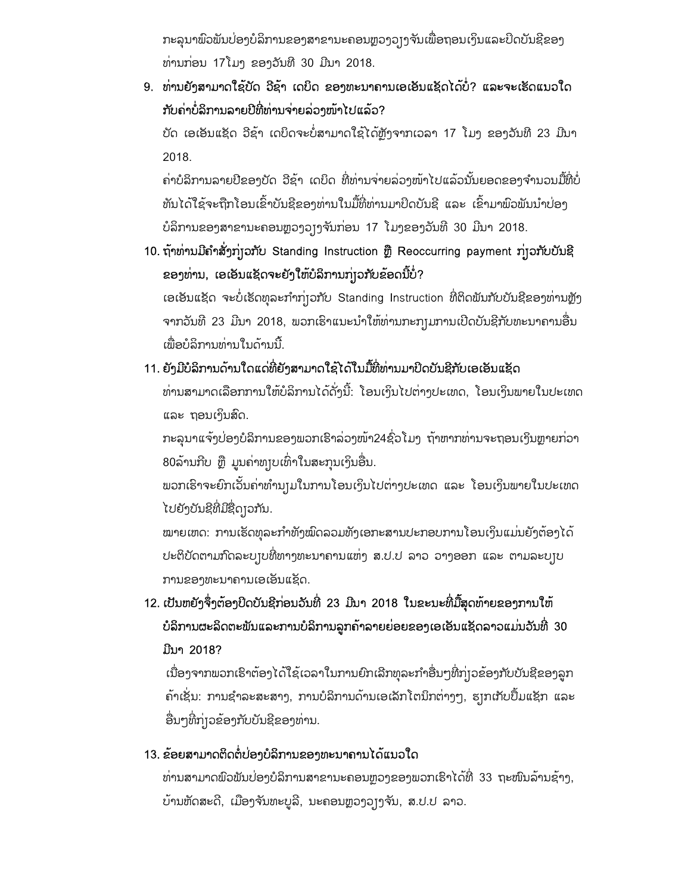ກະລຸນາພົວພັນປ່ອງບໍລິການຂອງສາຂານະຄອນຫຼວງວຽງຈັນເພື່ອຖອນເງິນແລະປິດບັນຊີຂອງທ່ານກ່ອນ 17ໂມງ ຂອງວັນທີ 30 ມີນາ 2018.

9. **ທ່ານຍັງສາມາດໃຊ້ບັດ ວີຊ້າ ເດບິດ ຂອງທະນາຄານເອເອັນແຊັດໄດ້ບໍ່? ແລະຈະເຮັດແນວໃດກັບຄ່າບໍລິການລາຍປີທີ່ທ່ານຈ່າຍລ່ວງໜ້າໄປແລ້ວ?**

   ບັດ ເອເອັນແຊັດ ວີຊ້າ ເດບິດຈະບໍ່ສາມາດໃຊ້ໄດ້ຫຼັງຈາກເວລາ 17 ໂມງ ຂອງວັນທີ 23 ມີນາ 2018.

   ຄ່າບໍລິການລາຍປີຂອງບັດ ວີຊ້າ ເດບິດ ທີ່ທ່ານຈ່າຍລ່ວງໜ້າໄປແລ້ວນັ້ນຍອດຂອງຈຳນວນມື້ທີ່ບໍ່ທັນໄດ້ໃຊ້ຈະຖືກໂອນເຂົ້າບັນຊີຂອງທ່ານໃນມື້ທີ່ທ່ານມາປິດບັນຊີ ແລະ ເຂົ້າມາພົວພັນນຳປ່ອງບໍລິການຂອງສາຂານະຄອນຫຼວງວຽງຈັນກ່ອນ 17 ໂມງຂອງວັນທີ 30 ມີນາ 2018.

10. **ຖ້າທ່ານມີຄຳສັ່ງກ່ຽວກັບ Standing Instruction ຫຼື Reoccurring payment ກ່ຽວກັບບັນຊີຂອງທ່ານ, ເອເອັນແຊັດຈະຍັງໃຫ້ບໍລິການກ່ຽວກັບຂໍ້ດນີ້ບໍ່?**

    ເອເອັນແຊັດ ຈະບໍ່ເຮັດທຸລະກຳກ່ຽວກັບ Standing Instruction ທີ່ຕິດພັນກັບບັນຊີຂອງທ່ານຫຼັງຈາກວັນທີ 23 ມີນາ 2018, ພວກເຮົາແນະນຳໃຫ້ທ່ານກະກຽມການເປີດບັນຊີກັບທະນາຄານອື່ນເພື່ອບໍລິການທ່ານໃນດ້ານນີ້.

11. **ຍັງມີບໍລິການດ້ານໃດແດ່ທີ່ຍັງສາມາດໃຊ້ໄດ້ໃນມື້ທີ່ທ່ານມາປິດບັນຊີກັບເອເອັນແຊັດ**

    ທ່ານສາມາດເລືອກການໃຫ້ບໍລິການໄດ້ດັ່ງນີ້: ໂອນເງິນໄປຕ່າງປະເທດ, ໂອນເງິນພາຍໃນປະເທດ ແລະ ຖອນເງິນສົດ.

    ກະລຸນາແຈ້ງປ່ອງບໍລິການຂອງພວກເຮົາລ່ວງໜ້າ24ຊົ່ວໂມງ ຖ້າຫາກທ່ານຈະຖອນເງິນຫຼາຍກ່ວາ 80ລ້ານກີບ ຫຼື ມູນຄ່າທຽບເທົ່າໃນສະກຸນເງິນອື່ນ.

    ພວກເຮົາຈະຍົກເວັ້ນຄ່າທຳນຽມໃນການໂອນເງິນໄປຕ່າງປະເທດ ແລະ ໂອນເງິນພາຍໃນປະເທດໄປຍັງບັນຊີທີ່ມີຊື່ດຽວກັນ.

    ໝາຍເຫດ: ການເຮັດທຸລະກຳທັງໝົດລວມທັງເອກະສານປະກອບການໂອນເງິນແມ່ນຍັງຕ້ອງໄດ້ປະຕິບັດຕາມກົດລະບຽບທີ່ທາງທະນາຄານແຫ່ງ ສ.ປ.ປ ລາວ ວາງອອກ ແລະ ຕາມລະບຽບການຂອງທະນາຄານເອເອັນແຊັດ.

12. **ເປັນຫຍັງຈຶ່ງຕ້ອງປິດບັນຊີກ່ອນວັນທີ່ 23 ມີນາ 2018 ໃນຂະນະທີ່ມື້ສຸດທ້າຍຂອງການໃຫ້ບໍລິການຜະລິດຕະພັນແລະການບໍລິການລູກຄ້າລາຍຍ່ອຍຂອງເອເອັນແຊັດລາວແມ່ນວັນທີ່ 30 ມີນາ 2018?**

    ເນື່ອງຈາກພວກເຮົາຕ້ອງໄດ້ໃຊ້ເວລາໃນການຍົກເລີກທຸລະກຳອື່ນໆທີ່ກ່ຽວຂ້ອງກັບບັນຊີຂອງລູກຄ້າເຊັ່ນ: ການຊຳລະສະສາງ, ການບໍລິການດ້ານເອເລັກໂຕນິກຕ່າງໆ, ຮຽກເກັບປຶ້ມແຊັກ ແລະ ອື່ນໆທີ່ກ່ຽວຂ້ອງກັບບັນຊີຂອງທ່ານ.

13. **ຂ້ອຍສາມາດຕິດຕໍ່ປ່ອງບໍລິການຂອງທະນາຄານໄດ້ແນວໃດ**

    ທ່ານສາມາດພົວພັນປ່ອງບໍລິການສາຂານະຄອນຫຼວງຂອງພວກເຮົາໄດ້ທີ່ 33 ຖະໜົນລ້ານຊ້າງ, ບ້ານຫັດສະດີ, ເມືອງຈັນທະບູລີ, ນະຄອນຫຼວງວຽງຈັນ, ສ.ປ.ປ ລາວ.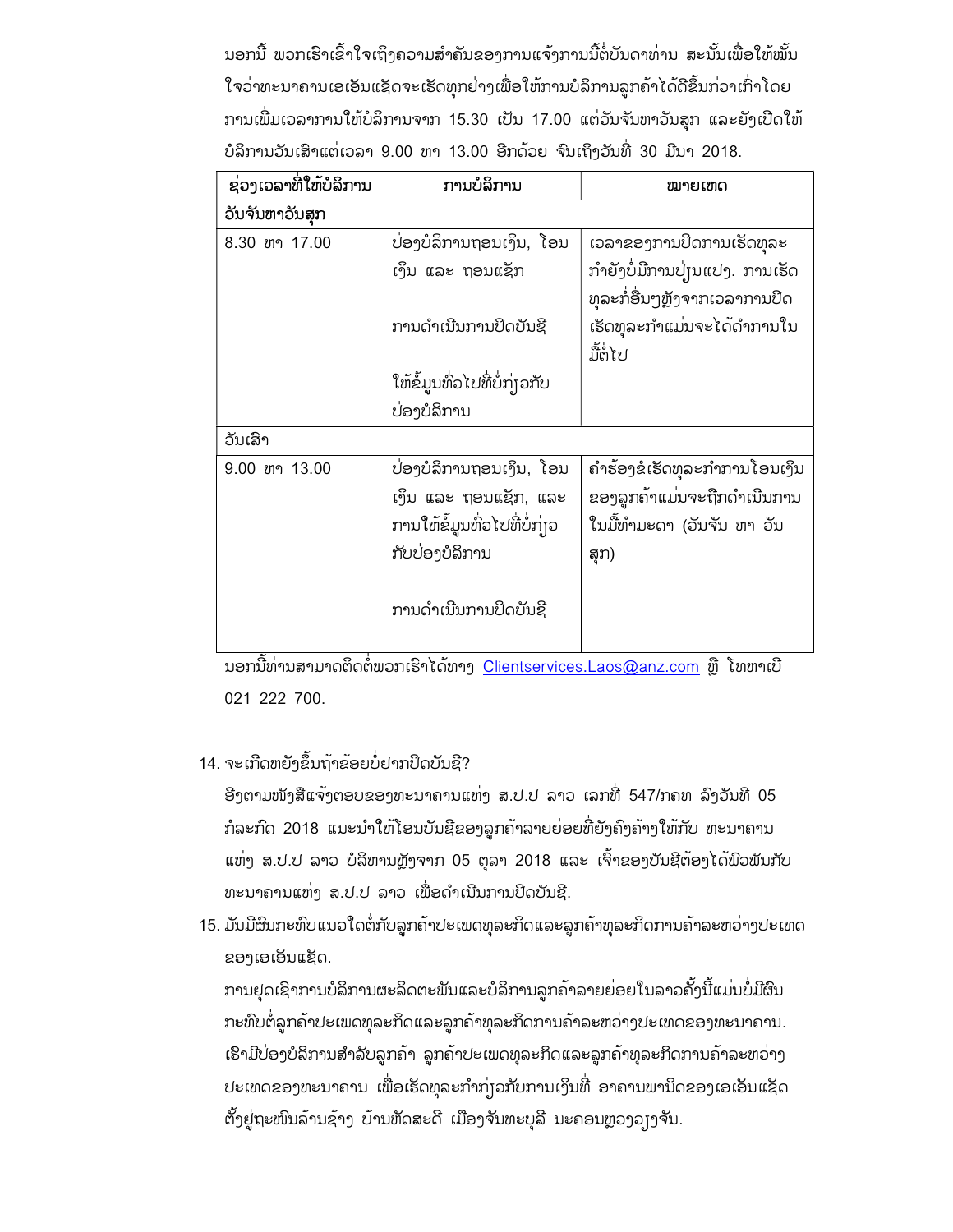ນອກນີ້ ພວກເຮົາເຂົ້າໃຈເຖິງຄວາມສໍາຄັນຂອງການແຈ້ງການນີ້ຕໍ່ບັນດາທ່ານ ສະນັ້ນເພື່ອໃຫ້ໝັ້ນໃຈວ່າທະນາຄານເອເອັນແຊັດຈະເຮັດທຸກຢ່າງເພື່ອໃຫ້ການບໍລິການລູກຄ້າໄດ້ດີຂຶ້ນກ່ວາເກົ່າໂດຍການເພີ່ມເວລາການໃຫ້ບໍລິການຈາກ 15.30 ເປັນ 17.00 ແຕ່ວັນຈັນຫາວັນສຸກ ແລະຍັງເປີດໃຫ້ບໍລິການວັນເສົາແຕ່ເວລາ 9.00 ຫາ 13.00 ອີກດ້ວຍ ຈົນເຖິງວັນທີ 30 ມີນາ 2018.

| ຊ່ວງເວລາທີ່ໃຫ້ບໍລິການ | ການບໍລິການ | ໝາຍເຫດ |
|---|---|---|
| **ວັນຈັນຫາວັນສຸກ** | | |
| 8.30 ຫາ 17.00 | ປ່ອງບໍລິການຖອນເງິນ, ໂອນເງິນ ແລະ ຖອນແຊັກ<br><br>ການດໍາເນີນການປິດບັນຊີ<br><br>ໃຫ້ຂໍ້ມູນທົ່ວໄປທີ່ບໍ່ກ່ຽວກັບປ່ອງບໍລິການ | ເວລາຂອງການປິດການເຮັດທຸລະກໍາຍັງບໍ່ມີການປ່ຽນແປງ. ການເຮັດທຸລະກໍາອື່ນໆຫຼັງຈາກເວລາການປິດເຮັດທຸລະກໍາແມ່ນຈະໄດ້ດໍາການໃນມື້ຕໍ່ໄປ |
| ວັນເສົາ | | |
| 9.00 ຫາ 13.00 | ປ່ອງບໍລິການຖອນເງິນ, ໂອນເງິນ ແລະ ຖອນແຊັກ, ແລະການໃຫ້ຂໍ້ມູນທົ່ວໄປທີ່ບໍ່ກ່ຽວກັບປ່ອງບໍລິການ<br><br>ການດໍາເນີນການປິດບັນຊີ | ຄໍາຮ້ອງຂໍເຮັດທຸລະກໍາການໂອນເງິນຂອງລູກຄ້າແມ່ນຈະຖືກດໍາເນີນການໃນມື້ທໍາມະດາ (ວັນຈັນ ຫາ ວັນສຸກ) |

ນອກນີ້ທ່ານສາມາດຕິດຕໍ່ພວກເຮົາໄດ້ທາງ Clientservices.Laos@anz.com ຫຼື ໂທຫາເບີ 021 222 700.

14. ຈະເກີດຫຍັງຂຶ້ນຖ້າຂ້ອຍບໍ່ຢາກປິດບັນຊີ?

    ອີງຕາມໜັງສືແຈ້ງຕອບຂອງທະນາຄານແຫ່ງ ສ.ປ.ປ ລາວ ເລກທີ່ 547/ກຄທ ລົງວັນທີ 05 ກໍລະກົດ 2018 ແນະນໍາໃຫ້ໂອນບັນຊີຂອງລູກຄ້າລາຍຍ່ອຍທີ່ຍັງຄົງຄ້າງໃຫ້ກັບ ທະນາຄານແຫ່ງ ສ.ປ.ປ ລາວ ບໍລິຫານຫຼັງຈາກ 05 ຕຸລາ 2018 ແລະ ເຈົ້າຂອງບັນຊີຕ້ອງໄດ້ພົວພັນກັບທະນາຄານແຫ່ງ ສ.ປ.ປ ລາວ ເພື່ອດໍາເນີນການປິດບັນຊີ.

15. ມັນມີຜົນກະທົບແນວໃດຕໍ່ກັບລູກຄ້າປະເພດທຸລະກິດແລະລູກຄ້າທຸລະກິດການຄ້າລະຫວ່າງປະເທດຂອງເອເອັນແຊັດ.

    ການຢຸດເຊົາການບໍລິການຜະລິດຕະພັນແລະບໍລິການລູກຄ້າລາຍຍ່ອຍໃນລາວຄັ້ງນີ້ແມ່ນບໍ່ມີຜົນກະທົບຕໍ່ລູກຄ້າປະເພດທຸລະກິດແລະລູກຄ້າທຸລະກິດການຄ້າລະຫວ່າງປະເທດຂອງທະນາຄານ. ເຮົາມີປ່ອງບໍລິການສໍາລັບລູກຄ້າ ລູກຄ້າປະເພດທຸລະກິດແລະລູກຄ້າທຸລະກິດການຄ້າລະຫວ່າງປະເທດຂອງທະນາຄານ ເພື່ອເຮັດທຸລະກໍາກ່ຽວກັບການເງິນທີ່ ອາຄານພານິດຂອງເອເອັນແຊັດຕັ້ງຢູ່ຖະໜົນລ້ານຊ້າງ ບ້ານຫັດສະດີ ເມືອງຈັນທະບູລີ ນະຄອນຫຼວງວຽງຈັນ.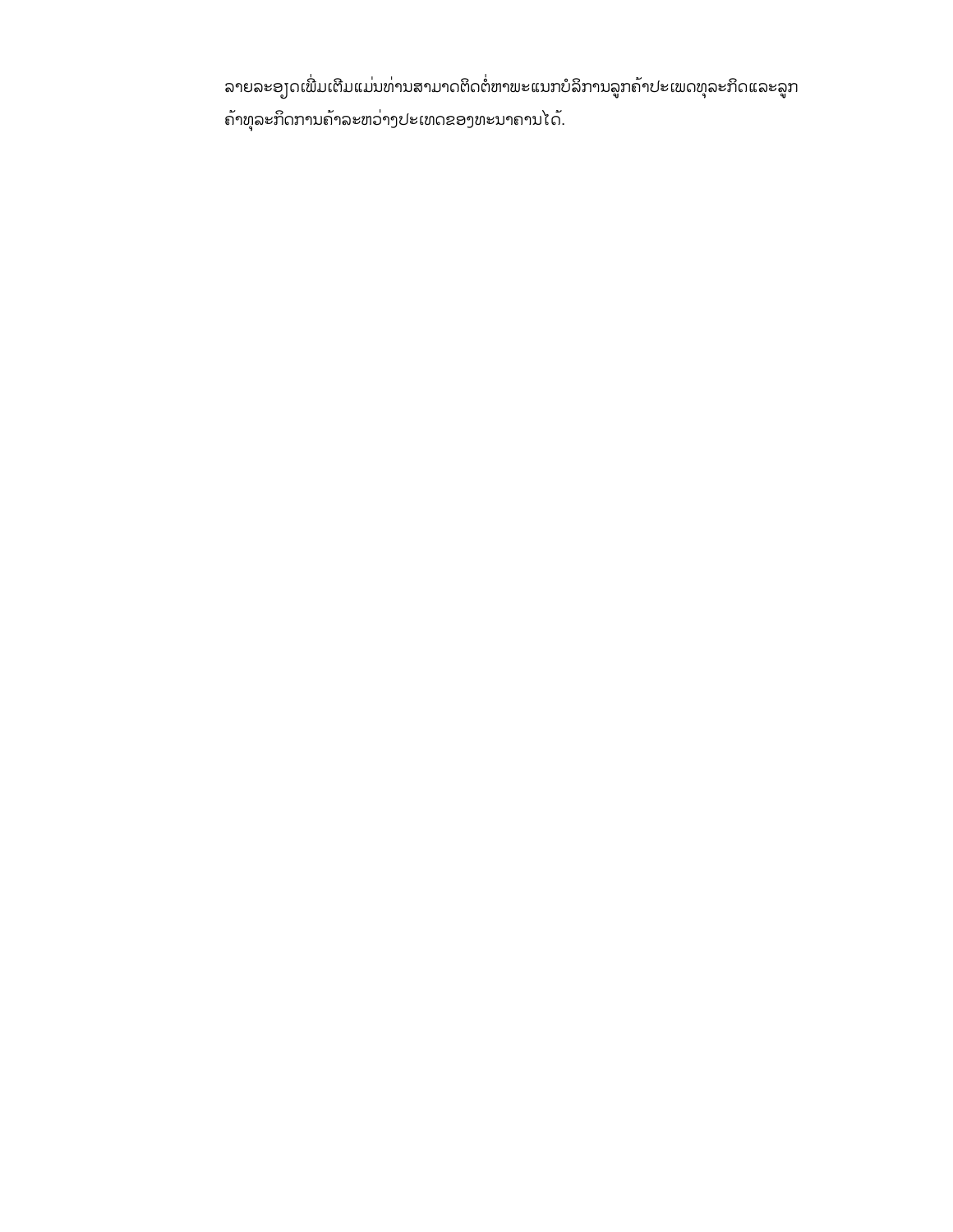ລາຍລະອຽດເພີ່ມເຕີມແມ່ນທ່ານສາມາດຕິດຕໍ່ຫາພະແນກບໍລິການລູກຄ້າປະເພດທຸລະກິດແລະລູກຄ້າທຸລະກິດການຄ້າລະຫວ່າງປະເທດຂອງທະນາຄານໄດ້.